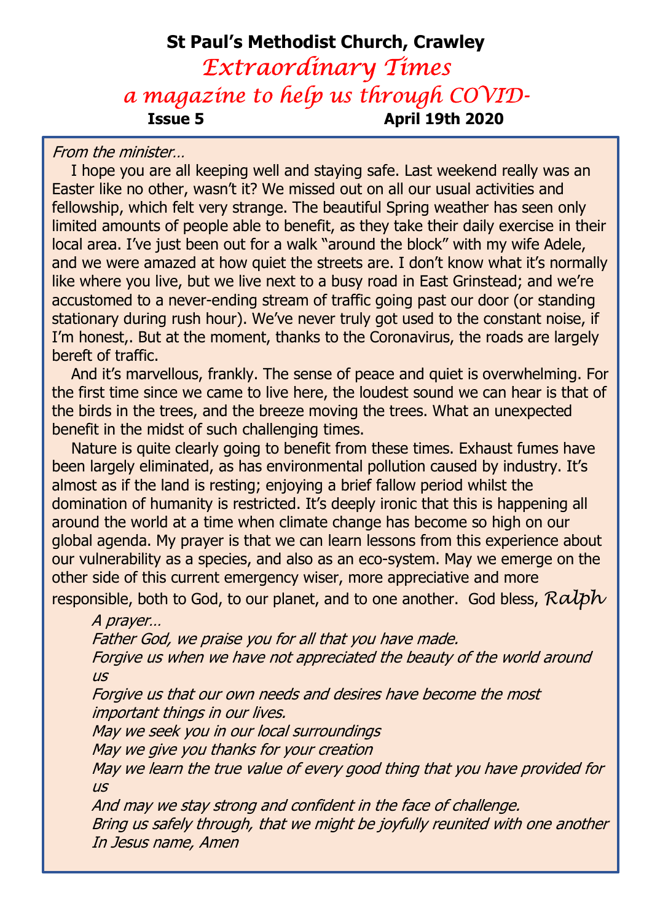# St Paul's Methodist Church, Crawley

## *Extraordinary Times*

## *a magazine to help us through COVID-*

**Issue 5** **April 19th 2020**

*From the minister…*

I hope you are all keeping well and staying safe. Last weekend really was an Easter like no other, wasn't it? We missed out on all our usual activities and fellowship, which felt very strange. The beautiful Spring weather has seen only limited amounts of people able to benefit, as they take their daily exercise in their local area. I've just been out for a walk "around the block" with my wife Adele, and we were amazed at how quiet the streets are. I don't know what it's normally like where you live, but we live next to a busy road in East Grinstead; and we're accustomed to a never-ending stream of traffic going past our door (or standing stationary during rush hour). We've never truly got used to the constant noise, if I'm honest,. But at the moment, thanks to the Coronavirus, the roads are largely bereft of traffic.

And it's marvellous, frankly. The sense of peace and quiet is overwhelming. For the first time since we came to live here, the loudest sound we can hear is that of the birds in the trees, and the breeze moving the trees. What an unexpected benefit in the midst of such challenging times.

Nature is quite clearly going to benefit from these times. Exhaust fumes have been largely eliminated, as has environmental pollution caused by industry. It's almost as if the land is resting; enjoying a brief fallow period whilst the domination of humanity is restricted. It's deeply ironic that this is happening all around the world at a time when climate change has become so high on our global agenda. My prayer is that we can learn lessons from this experience about our vulnerability as a species, and also as an eco-system. May we emerge on the other side of this current emergency wiser, more appreciative and more responsible, both to God, to our planet, and to one another. God bless, *Ralph*

*A prayer…*

*Father God, we praise you for all that you have made.*
*Forgive us when we have not appreciated the beauty of the world around us*
*Forgive us that our own needs and desires have become the most important things in our lives.*
*May we seek you in our local surroundings*
*May we give you thanks for your creation*
*May we learn the true value of every good thing that you have provided for us*
*And may we stay strong and confident in the face of challenge.*
*Bring us safely through, that we might be joyfully reunited with one another*
*In Jesus name, Amen*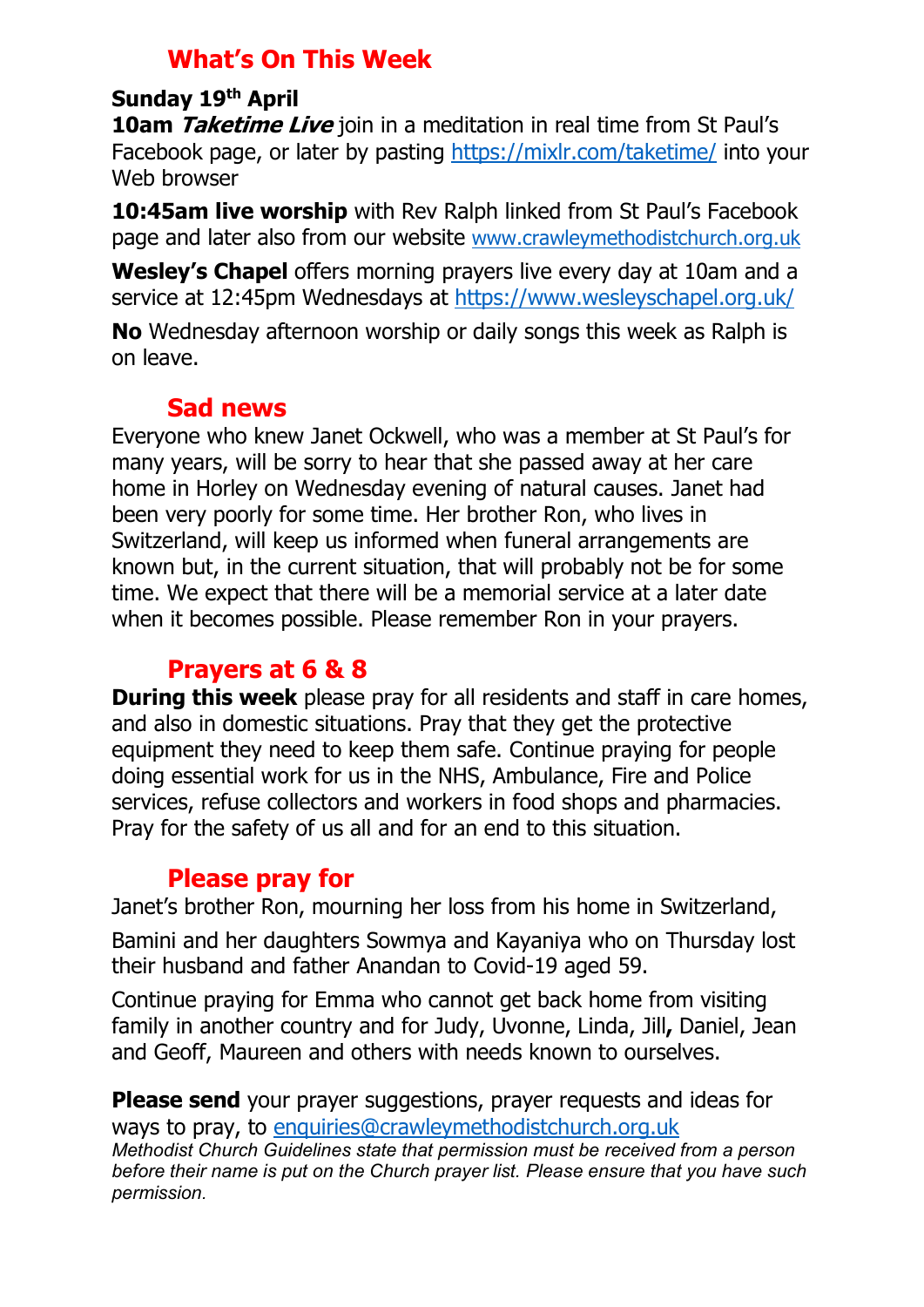## What's On This Week

**Sunday 19th April**

**10am *Taketime Live*** join in a meditation in real time from St Paul's Facebook page, or later by pasting https://mixlr.com/taketime/ into your Web browser

**10:45am live worship** with Rev Ralph linked from St Paul's Facebook page and later also from our website www.crawleymethodistchurch.org.uk

**Wesley's Chapel** offers morning prayers live every day at 10am and a service at 12:45pm Wednesdays at https://www.wesleyschapel.org.uk/

**No** Wednesday afternoon worship or daily songs this week as Ralph is on leave.

## Sad news

Everyone who knew Janet Ockwell, who was a member at St Paul's for many years, will be sorry to hear that she passed away at her care home in Horley on Wednesday evening of natural causes. Janet had been very poorly for some time. Her brother Ron, who lives in Switzerland, will keep us informed when funeral arrangements are known but, in the current situation, that will probably not be for some time. We expect that there will be a memorial service at a later date when it becomes possible. Please remember Ron in your prayers.

## Prayers at 6 & 8

**During this week** please pray for all residents and staff in care homes, and also in domestic situations. Pray that they get the protective equipment they need to keep them safe. Continue praying for people doing essential work for us in the NHS, Ambulance, Fire and Police services, refuse collectors and workers in food shops and pharmacies. Pray for the safety of us all and for an end to this situation.

## Please pray for

Janet's brother Ron, mourning her loss from his home in Switzerland,

Bamini and her daughters Sowmya and Kayaniya who on Thursday lost their husband and father Anandan to Covid-19 aged 59.

Continue praying for Emma who cannot get back home from visiting family in another country and for Judy, Uvonne, Linda, Jill, Daniel, Jean and Geoff, Maureen and others with needs known to ourselves.

**Please send** your prayer suggestions, prayer requests and ideas for ways to pray, to enquiries@crawleymethodistchurch.org.uk

*Methodist Church Guidelines state that permission must be received from a person before their name is put on the Church prayer list. Please ensure that you have such permission.*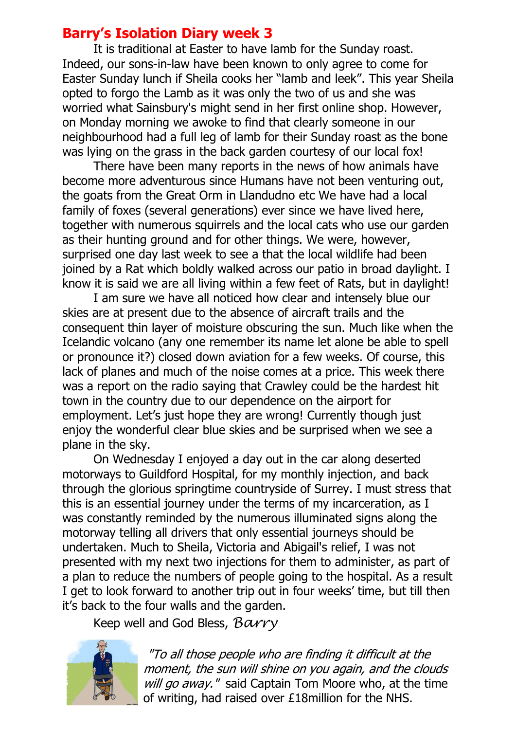## Barry's Isolation Diary week 3

It is traditional at Easter to have lamb for the Sunday roast. Indeed, our sons-in-law have been known to only agree to come for Easter Sunday lunch if Sheila cooks her "lamb and leek". This year Sheila opted to forgo the Lamb as it was only the two of us and she was worried what Sainsbury's might send in her first online shop. However, on Monday morning we awoke to find that clearly someone in our neighbourhood had a full leg of lamb for their Sunday roast as the bone was lying on the grass in the back garden courtesy of our local fox!

There have been many reports in the news of how animals have become more adventurous since Humans have not been venturing out, the goats from the Great Orm in Llandudno etc We have had a local family of foxes (several generations) ever since we have lived here, together with numerous squirrels and the local cats who use our garden as their hunting ground and for other things. We were, however, surprised one day last week to see a that the local wildlife had been joined by a Rat which boldly walked across our patio in broad daylight. I know it is said we are all living within a few feet of Rats, but in daylight!

I am sure we have all noticed how clear and intensely blue our skies are at present due to the absence of aircraft trails and the consequent thin layer of moisture obscuring the sun. Much like when the Icelandic volcano (any one remember its name let alone be able to spell or pronounce it?) closed down aviation for a few weeks. Of course, this lack of planes and much of the noise comes at a price. This week there was a report on the radio saying that Crawley could be the hardest hit town in the country due to our dependence on the airport for employment. Let's just hope they are wrong! Currently though just enjoy the wonderful clear blue skies and be surprised when we see a plane in the sky.

On Wednesday I enjoyed a day out in the car along deserted motorways to Guildford Hospital, for my monthly injection, and back through the glorious springtime countryside of Surrey. I must stress that this is an essential journey under the terms of my incarceration, as I was constantly reminded by the numerous illuminated signs along the motorway telling all drivers that only essential journeys should be undertaken. Much to Sheila, Victoria and Abigail's relief, I was not presented with my next two injections for them to administer, as part of a plan to reduce the numbers of people going to the hospital. As a result I get to look forward to another trip out in four weeks' time, but till then it's back to the four walls and the garden.

Keep well and God Bless, *Barry*

*"To all those people who are finding it difficult at the moment, the sun will shine on you again, and the clouds will go away."* said Captain Tom Moore who, at the time of writing, had raised over £18million for the NHS.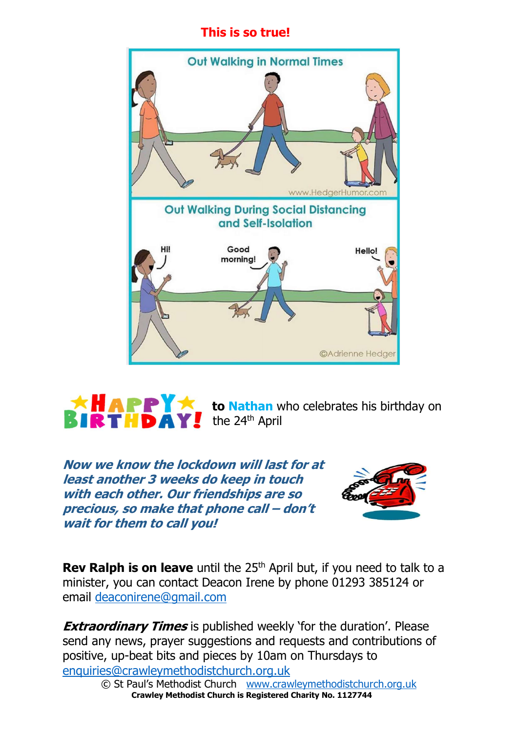**This is so true!**

**HAPPY BIRTHDAY!** **to Nathan** who celebrates his birthday on the 24th April

***Now we know the lockdown will last for at least another 3 weeks do keep in touch with each other. Our friendships are so precious, so make that phone call – don't wait for them to call you!***

**Rev Ralph is on leave** until the 25th April but, if you need to talk to a minister, you can contact Deacon Irene by phone 01293 385124 or email deaconirene@gmail.com

***Extraordinary Times*** is published weekly 'for the duration'. Please send any news, prayer suggestions and requests and contributions of positive, up-beat bits and pieces by 10am on Thursdays to enquiries@crawleymethodistchurch.org.uk

© St Paul's Methodist Church www.crawleymethodistchurch.org.uk
**Crawley Methodist Church is Registered Charity No. 1127744**